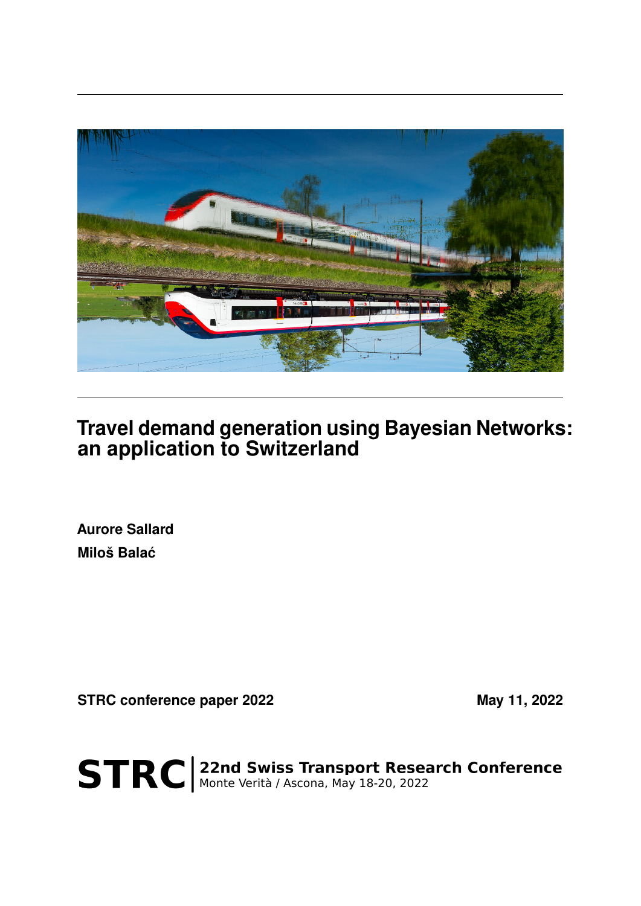# Travel demand generation using Bayesian Networks: an application to Switzerland

**Aurore Sallard**

**Miloš Balać**

**STRC conference paper 2022**

**May 11, 2022**

**STRC** | **22nd Swiss Transport Research Conference**
Monte Verità / Ascona, May 18-20, 2022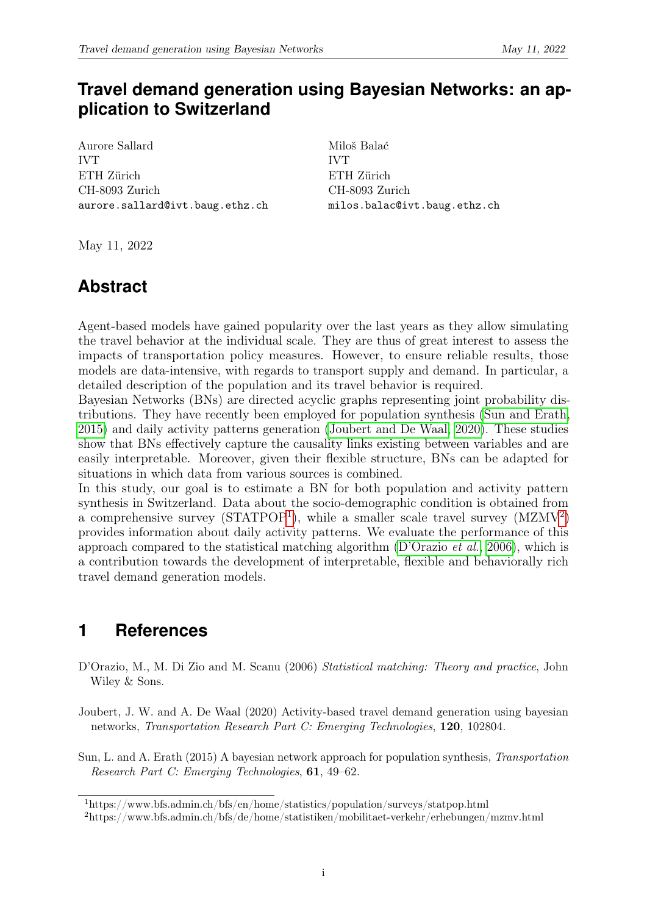# Travel demand generation using Bayesian Networks: an application to Switzerland

Aurore Sallard
IVT
ETH Zürich
CH-8093 Zurich
aurore.sallard@ivt.baug.ethz.ch

Miloš Balać
IVT
ETH Zürich
CH-8093 Zurich
milos.balac@ivt.baug.ethz.ch

May 11, 2022

## Abstract

Agent-based models have gained popularity over the last years as they allow simulating the travel behavior at the individual scale. They are thus of great interest to assess the impacts of transportation policy measures. However, to ensure reliable results, those models are data-intensive, with regards to transport supply and demand. In particular, a detailed description of the population and its travel behavior is required.

Bayesian Networks (BNs) are directed acyclic graphs representing joint probability distributions. They have recently been employed for population synthesis (Sun and Erath, 2015) and daily activity patterns generation (Joubert and De Waal, 2020). These studies show that BNs effectively capture the causality links existing between variables and are easily interpretable. Moreover, given their flexible structure, BNs can be adapted for situations in which data from various sources is combined.

In this study, our goal is to estimate a BN for both population and activity pattern synthesis in Switzerland. Data about the socio-demographic condition is obtained from a comprehensive survey (STATPOP[1]), while a smaller scale travel survey (MZMV[2]) provides information about daily activity patterns. We evaluate the performance of this approach compared to the statistical matching algorithm (D'Orazio *et al.*, 2006), which is a contribution towards the development of interpretable, flexible and behaviorally rich travel demand generation models.

## 1 References

D'Orazio, M., M. Di Zio and M. Scanu (2006) *Statistical matching: Theory and practice*, John Wiley & Sons.

Joubert, J. W. and A. De Waal (2020) Activity-based travel demand generation using bayesian networks, *Transportation Research Part C: Emerging Technologies*, **120**, 102804.

Sun, L. and A. Erath (2015) A bayesian network approach for population synthesis, *Transportation Research Part C: Emerging Technologies*, **61**, 49–62.

[1] https://www.bfs.admin.ch/bfs/en/home/statistics/population/surveys/statpop.html

[2] https://www.bfs.admin.ch/bfs/de/home/statistiken/mobilitaet-verkehr/erhebungen/mzmv.html